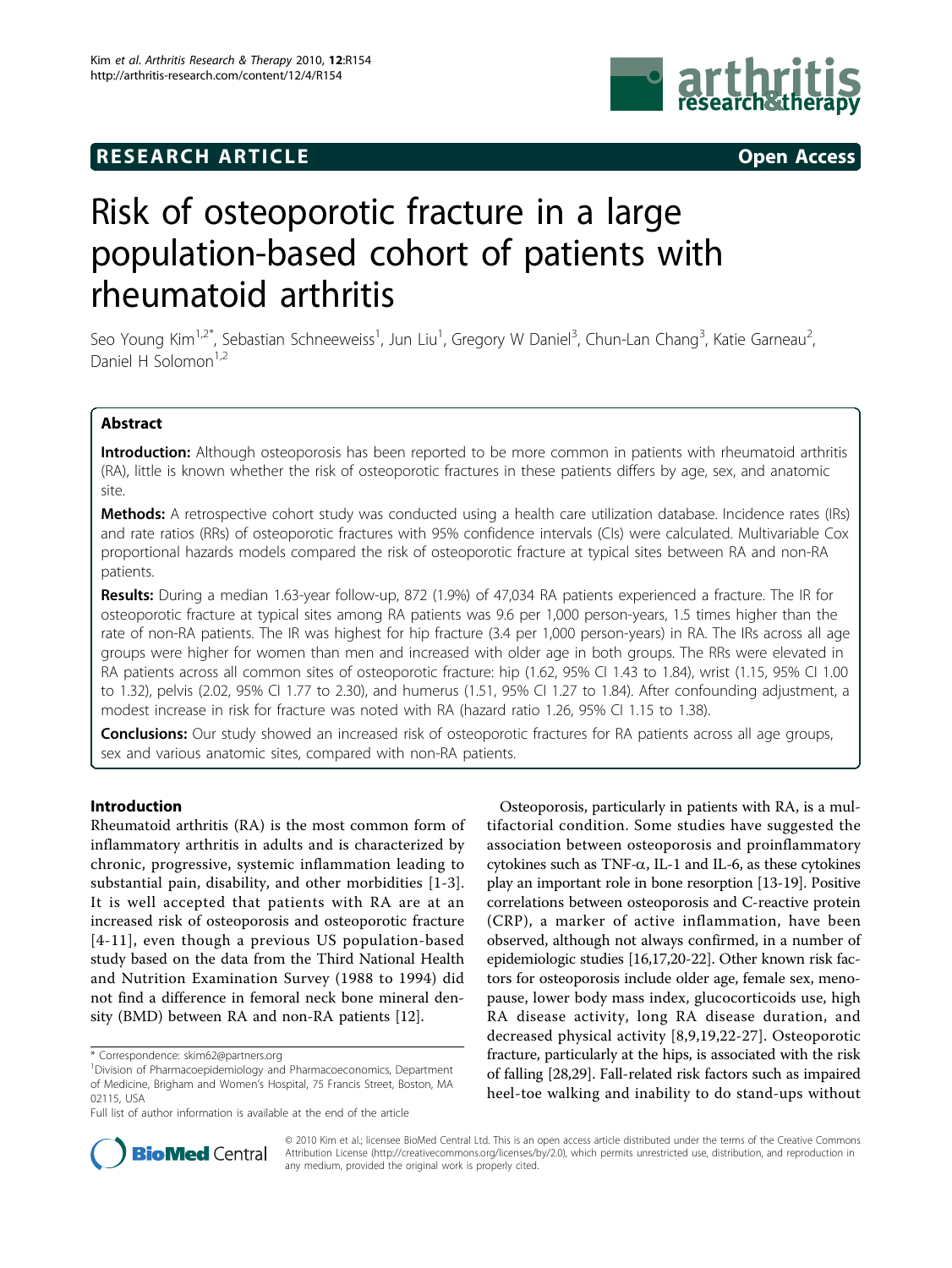RESEARCH ARTICLE

Open Access

# Risk of osteoporotic fracture in a large population-based cohort of patients with rheumatoid arthritis

Seo Young Kim[1,2*], Sebastian Schneeweiss[1], Jun Liu[1], Gregory W Daniel[3], Chun-Lan Chang[3], Katie Garneau[2], Daniel H Solomon[1,2]

## Abstract

**Introduction:** Although osteoporosis has been reported to be more common in patients with rheumatoid arthritis (RA), little is known whether the risk of osteoporotic fractures in these patients differs by age, sex, and anatomic site.

**Methods:** A retrospective cohort study was conducted using a health care utilization database. Incidence rates (IRs) and rate ratios (RRs) of osteoporotic fractures with 95% confidence intervals (CIs) were calculated. Multivariable Cox proportional hazards models compared the risk of osteoporotic fracture at typical sites between RA and non-RA patients.

**Results:** During a median 1.63-year follow-up, 872 (1.9%) of 47,034 RA patients experienced a fracture. The IR for osteoporotic fracture at typical sites among RA patients was 9.6 per 1,000 person-years, 1.5 times higher than the rate of non-RA patients. The IR was highest for hip fracture (3.4 per 1,000 person-years) in RA. The IRs across all age groups were higher for women than men and increased with older age in both groups. The RRs were elevated in RA patients across all common sites of osteoporotic fracture: hip (1.62, 95% CI 1.43 to 1.84), wrist (1.15, 95% CI 1.00 to 1.32), pelvis (2.02, 95% CI 1.77 to 2.30), and humerus (1.51, 95% CI 1.27 to 1.84). After confounding adjustment, a modest increase in risk for fracture was noted with RA (hazard ratio 1.26, 95% CI 1.15 to 1.38).

**Conclusions:** Our study showed an increased risk of osteoporotic fractures for RA patients across all age groups, sex and various anatomic sites, compared with non-RA patients.

## Introduction

Rheumatoid arthritis (RA) is the most common form of inflammatory arthritis in adults and is characterized by chronic, progressive, systemic inflammation leading to substantial pain, disability, and other morbidities [1-3]. It is well accepted that patients with RA are at an increased risk of osteoporosis and osteoporotic fracture [4-11], even though a previous US population-based study based on the data from the Third National Health and Nutrition Examination Survey (1988 to 1994) did not find a difference in femoral neck bone mineral density (BMD) between RA and non-RA patients [12].

Osteoporosis, particularly in patients with RA, is a multifactorial condition. Some studies have suggested the association between osteoporosis and proinflammatory cytokines such as TNF-$\alpha$, IL-1 and IL-6, as these cytokines play an important role in bone resorption [13-19]. Positive correlations between osteoporosis and C-reactive protein (CRP), a marker of active inflammation, have been observed, although not always confirmed, in a number of epidemiologic studies [16,17,20-22]. Other known risk factors for osteoporosis include older age, female sex, menopause, lower body mass index, glucocorticoids use, high RA disease activity, long RA disease duration, and decreased physical activity [8,9,19,22-27]. Osteoporotic fracture, particularly at the hips, is associated with the risk of falling [28,29]. Fall-related risk factors such as impaired heel-toe walking and inability to do stand-ups without

\* Correspondence: skim62@partners.org
[1]Division of Pharmacoepidemiology and Pharmacoeconomics, Department of Medicine, Brigham and Women's Hospital, 75 Francis Street, Boston, MA 02115, USA
Full list of author information is available at the end of the article

© 2010 Kim et al.; licensee BioMed Central Ltd. This is an open access article distributed under the terms of the Creative Commons Attribution License (http://creativecommons.org/licenses/by/2.0), which permits unrestricted use, distribution, and reproduction in any medium, provided the original work is properly cited.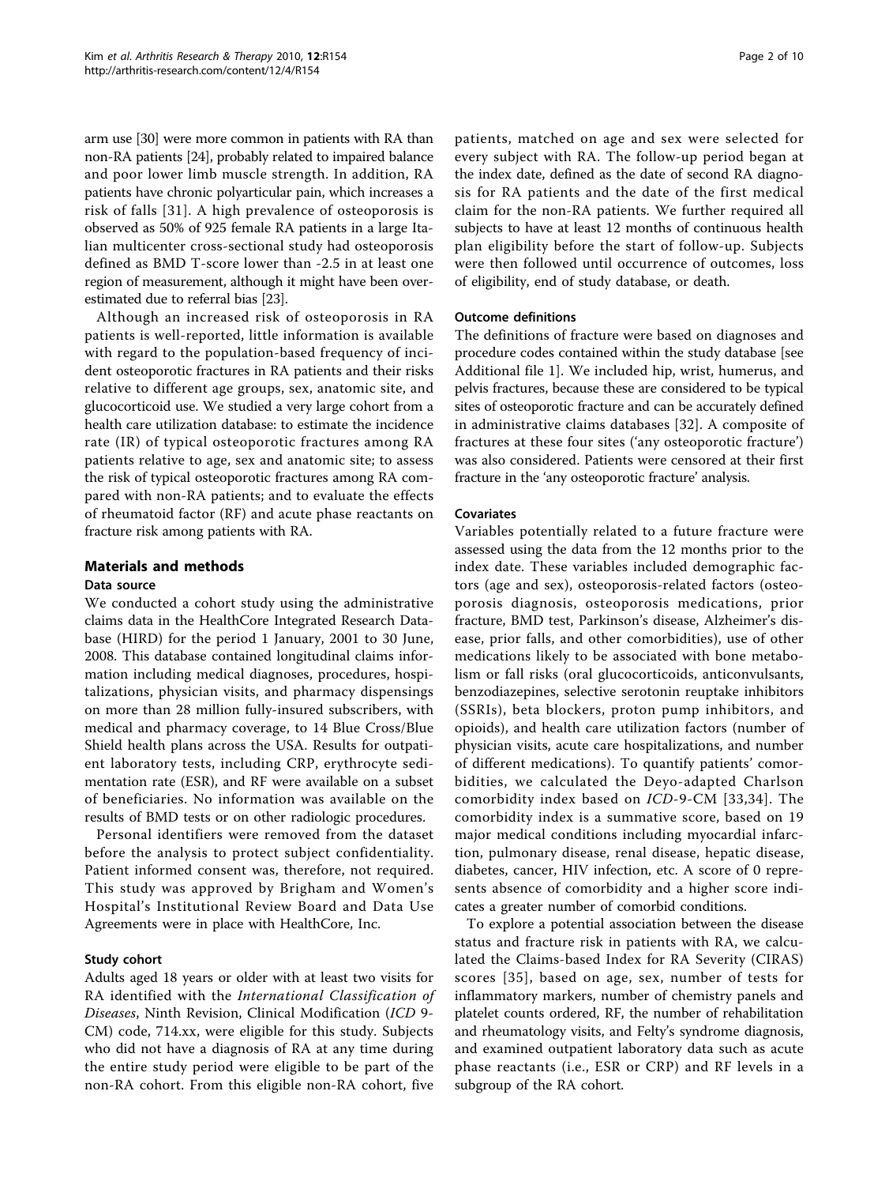arm use [30] were more common in patients with RA than non-RA patients [24], probably related to impaired balance and poor lower limb muscle strength. In addition, RA patients have chronic polyarticular pain, which increases a risk of falls [31]. A high prevalence of osteoporosis is observed as 50% of 925 female RA patients in a large Italian multicenter cross-sectional study had osteoporosis defined as BMD T-score lower than -2.5 in at least one region of measurement, although it might have been overestimated due to referral bias [23].

Although an increased risk of osteoporosis in RA patients is well-reported, little information is available with regard to the population-based frequency of incident osteoporotic fractures in RA patients and their risks relative to different age groups, sex, anatomic site, and glucocorticoid use. We studied a very large cohort from a health care utilization database: to estimate the incidence rate (IR) of typical osteoporotic fractures among RA patients relative to age, sex and anatomic site; to assess the risk of typical osteoporotic fractures among RA compared with non-RA patients; and to evaluate the effects of rheumatoid factor (RF) and acute phase reactants on fracture risk among patients with RA.

## Materials and methods

### Data source

We conducted a cohort study using the administrative claims data in the HealthCore Integrated Research Database (HIRD) for the period 1 January, 2001 to 30 June, 2008. This database contained longitudinal claims information including medical diagnoses, procedures, hospitalizations, physician visits, and pharmacy dispensings on more than 28 million fully-insured subscribers, with medical and pharmacy coverage, to 14 Blue Cross/Blue Shield health plans across the USA. Results for outpatient laboratory tests, including CRP, erythrocyte sedimentation rate (ESR), and RF were available on a subset of beneficiaries. No information was available on the results of BMD tests or on other radiologic procedures.

Personal identifiers were removed from the dataset before the analysis to protect subject confidentiality. Patient informed consent was, therefore, not required. This study was approved by Brigham and Women's Hospital's Institutional Review Board and Data Use Agreements were in place with HealthCore, Inc.

### Study cohort

Adults aged 18 years or older with at least two visits for RA identified with the *International Classification of Diseases*, Ninth Revision, Clinical Modification (*ICD* 9-CM) code, 714.xx, were eligible for this study. Subjects who did not have a diagnosis of RA at any time during the entire study period were eligible to be part of the non-RA cohort. From this eligible non-RA cohort, five patients, matched on age and sex were selected for every subject with RA. The follow-up period began at the index date, defined as the date of second RA diagnosis for RA patients and the date of the first medical claim for the non-RA patients. We further required all subjects to have at least 12 months of continuous health plan eligibility before the start of follow-up. Subjects were then followed until occurrence of outcomes, loss of eligibility, end of study database, or death.

### Outcome definitions

The definitions of fracture were based on diagnoses and procedure codes contained within the study database [see Additional file 1]. We included hip, wrist, humerus, and pelvis fractures, because these are considered to be typical sites of osteoporotic fracture and can be accurately defined in administrative claims databases [32]. A composite of fractures at these four sites ('any osteoporotic fracture') was also considered. Patients were censored at their first fracture in the 'any osteoporotic fracture' analysis.

### Covariates

Variables potentially related to a future fracture were assessed using the data from the 12 months prior to the index date. These variables included demographic factors (age and sex), osteoporosis-related factors (osteoporosis diagnosis, osteoporosis medications, prior fracture, BMD test, Parkinson's disease, Alzheimer's disease, prior falls, and other comorbidities), use of other medications likely to be associated with bone metabolism or fall risks (oral glucocorticoids, anticonvulsants, benzodiazepines, selective serotonin reuptake inhibitors (SSRIs), beta blockers, proton pump inhibitors, and opioids), and health care utilization factors (number of physician visits, acute care hospitalizations, and number of different medications). To quantify patients' comorbidities, we calculated the Deyo-adapted Charlson comorbidity index based on *ICD*-9-CM [33,34]. The comorbidity index is a summative score, based on 19 major medical conditions including myocardial infarction, pulmonary disease, renal disease, hepatic disease, diabetes, cancer, HIV infection, etc. A score of 0 represents absence of comorbidity and a higher score indicates a greater number of comorbid conditions.

To explore a potential association between the disease status and fracture risk in patients with RA, we calculated the Claims-based Index for RA Severity (CIRAS) scores [35], based on age, sex, number of tests for inflammatory markers, number of chemistry panels and platelet counts ordered, RF, the number of rehabilitation and rheumatology visits, and Felty's syndrome diagnosis, and examined outpatient laboratory data such as acute phase reactants (i.e., ESR or CRP) and RF levels in a subgroup of the RA cohort.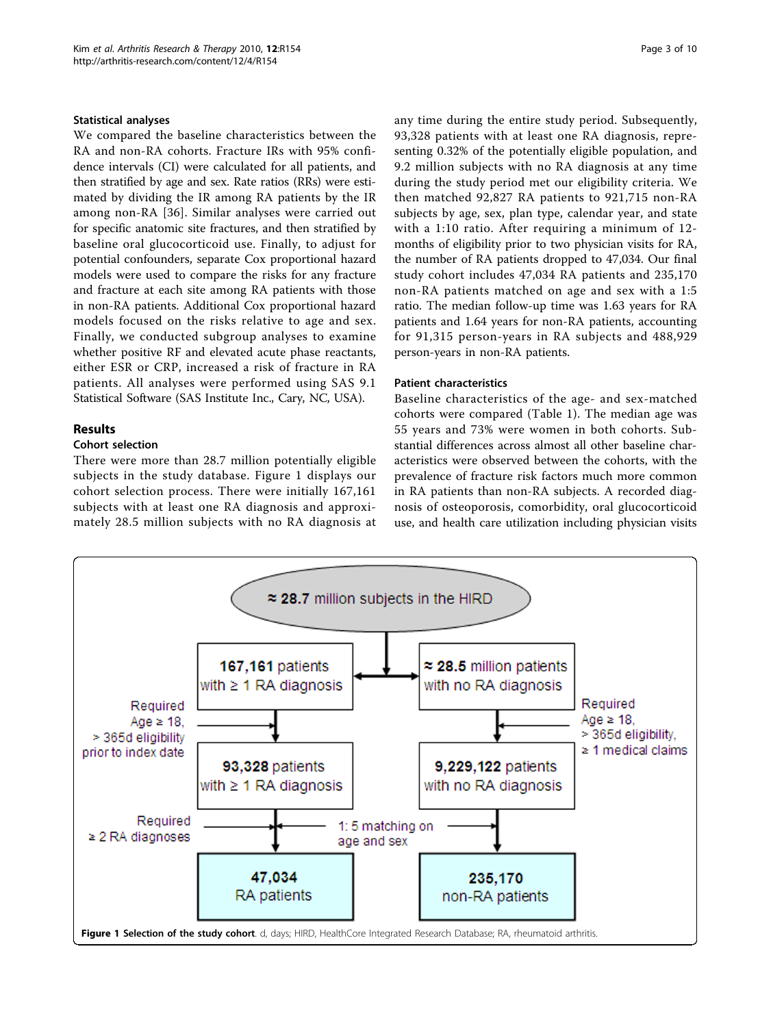### Statistical analyses

We compared the baseline characteristics between the RA and non-RA cohorts. Fracture IRs with 95% confidence intervals (CI) were calculated for all patients, and then stratified by age and sex. Rate ratios (RRs) were estimated by dividing the IR among RA patients by the IR among non-RA [36]. Similar analyses were carried out for specific anatomic site fractures, and then stratified by baseline oral glucocorticoid use. Finally, to adjust for potential confounders, separate Cox proportional hazard models were used to compare the risks for any fracture and fracture at each site among RA patients with those in non-RA patients. Additional Cox proportional hazard models focused on the risks relative to age and sex. Finally, we conducted subgroup analyses to examine whether positive RF and elevated acute phase reactants, either ESR or CRP, increased a risk of fracture in RA patients. All analyses were performed using SAS 9.1 Statistical Software (SAS Institute Inc., Cary, NC, USA).

## Results

### Cohort selection

There were more than 28.7 million potentially eligible subjects in the study database. Figure 1 displays our cohort selection process. There were initially 167,161 subjects with at least one RA diagnosis and approximately 28.5 million subjects with no RA diagnosis at any time during the entire study period. Subsequently, 93,328 patients with at least one RA diagnosis, representing 0.32% of the potentially eligible population, and 9.2 million subjects with no RA diagnosis at any time during the study period met our eligibility criteria. We then matched 92,827 RA patients to 921,715 non-RA subjects by age, sex, plan type, calendar year, and state with a 1:10 ratio. After requiring a minimum of 12-months of eligibility prior to two physician visits for RA, the number of RA patients dropped to 47,034. Our final study cohort includes 47,034 RA patients and 235,170 non-RA patients matched on age and sex with a 1:5 ratio. The median follow-up time was 1.63 years for RA patients and 1.64 years for non-RA patients, accounting for 91,315 person-years in RA subjects and 488,929 person-years in non-RA patients.

### Patient characteristics

Baseline characteristics of the age- and sex-matched cohorts were compared (Table 1). The median age was 55 years and 73% were women in both cohorts. Substantial differences across almost all other baseline characteristics were observed between the cohorts, with the prevalence of fracture risk factors much more common in RA patients than non-RA subjects. A recorded diagnosis of osteoporosis, comorbidity, oral glucocorticoid use, and health care utilization including physician visits

≈ 28.7 million subjects in the HIRD

167,161 patients with ≥ 1 RA diagnosis | ≈ 28.5 million patients with no RA diagnosis

Required Age ≥ 18, > 365d eligibility prior to index date | Required Age ≥ 18, > 365d eligibility, ≥ 1 medical claims

93,328 patients with ≥ 1 RA diagnosis | 9,229,122 patients with no RA diagnosis

Required ≥ 2 RA diagnoses | 1: 5 matching on age and sex

47,034 RA patients | 235,170 non-RA patients

**Figure 1 Selection of the study cohort**. d, days; HIRD, HealthCore Integrated Research Database; RA, rheumatoid arthritis.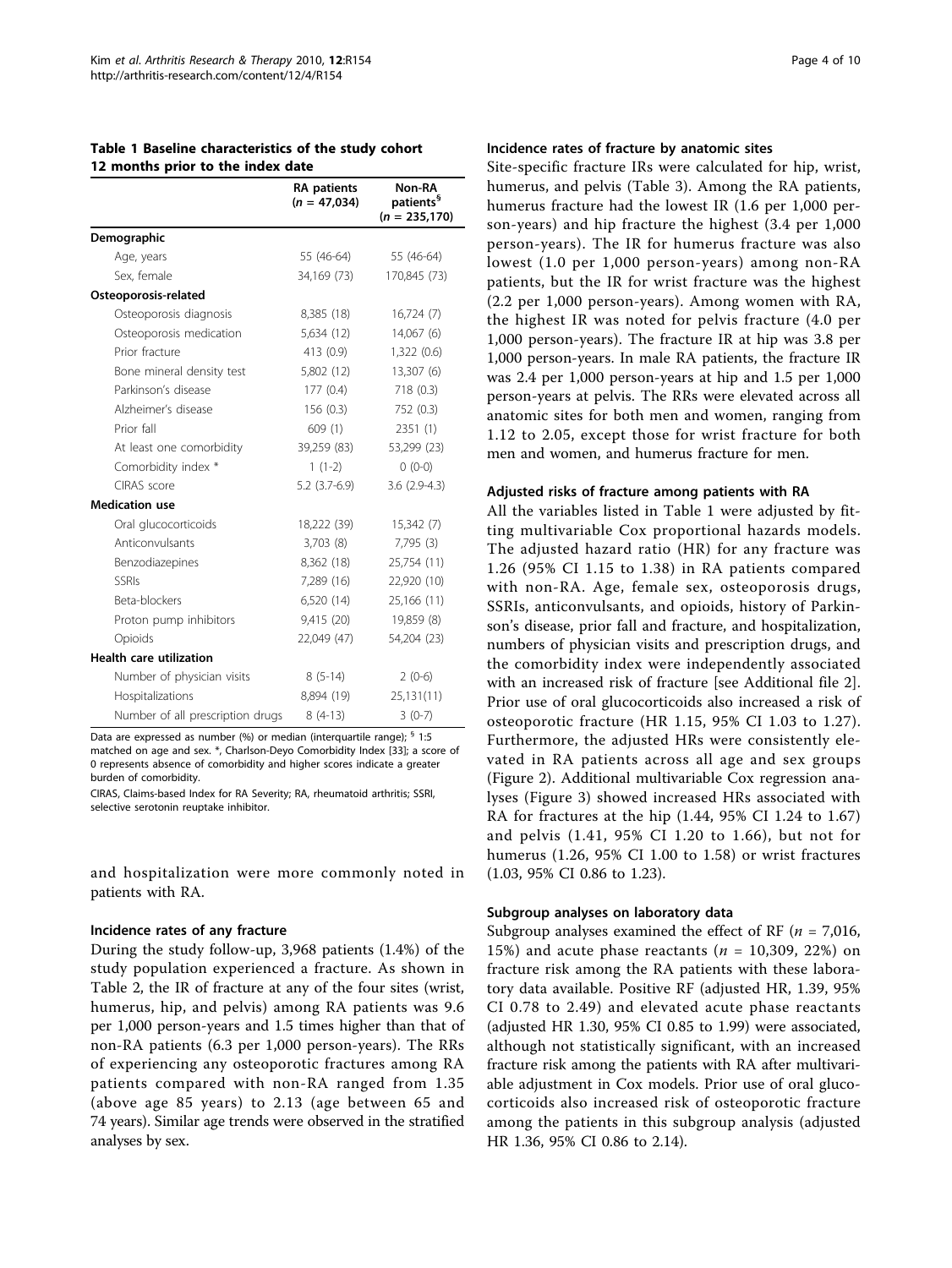**Table 1 Baseline characteristics of the study cohort 12 months prior to the index date**

| | RA patients ($n$ = 47,034) | Non-RA patients[§] ($n$ = 235,170) |
|---|---|---|
| **Demographic** | | |
| Age, years | 55 (46-64) | 55 (46-64) |
| Sex, female | 34,169 (73) | 170,845 (73) |
| **Osteoporosis-related** | | |
| Osteoporosis diagnosis | 8,385 (18) | 16,724 (7) |
| Osteoporosis medication | 5,634 (12) | 14,067 (6) |
| Prior fracture | 413 (0.9) | 1,322 (0.6) |
| Bone mineral density test | 5,802 (12) | 13,307 (6) |
| Parkinson's disease | 177 (0.4) | 718 (0.3) |
| Alzheimer's disease | 156 (0.3) | 752 (0.3) |
| Prior fall | 609 (1) | 2351 (1) |
| At least one comorbidity | 39,259 (83) | 53,299 (23) |
| Comorbidity index * | 1 (1-2) | 0 (0-0) |
| CIRAS score | 5.2 (3.7-6.9) | 3.6 (2.9-4.3) |
| **Medication use** | | |
| Oral glucocorticoids | 18,222 (39) | 15,342 (7) |
| Anticonvulsants | 3,703 (8) | 7,795 (3) |
| Benzodiazepines | 8,362 (18) | 25,754 (11) |
| SSRIs | 7,289 (16) | 22,920 (10) |
| Beta-blockers | 6,520 (14) | 25,166 (11) |
| Proton pump inhibitors | 9,415 (20) | 19,859 (8) |
| Opioids | 22,049 (47) | 54,204 (23) |
| **Health care utilization** | | |
| Number of physician visits | 8 (5-14) | 2 (0-6) |
| Hospitalizations | 8,894 (19) | 25,131(11) |
| Number of all prescription drugs | 8 (4-13) | 3 (0-7) |

Data are expressed as number (%) or median (interquartile range); § 1:5 matched on age and sex. *, Charlson-Deyo Comorbidity Index [33]; a score of 0 represents absence of comorbidity and higher scores indicate a greater burden of comorbidity.
CIRAS, Claims-based Index for RA Severity; RA, rheumatoid arthritis; SSRI, selective serotonin reuptake inhibitor.

and hospitalization were more commonly noted in patients with RA.

### Incidence rates of any fracture

During the study follow-up, 3,968 patients (1.4%) of the study population experienced a fracture. As shown in Table 2, the IR of fracture at any of the four sites (wrist, humerus, hip, and pelvis) among RA patients was 9.6 per 1,000 person-years and 1.5 times higher than that of non-RA patients (6.3 per 1,000 person-years). The RRs of experiencing any osteoporotic fractures among RA patients compared with non-RA ranged from 1.35 (above age 85 years) to 2.13 (age between 65 and 74 years). Similar age trends were observed in the stratified analyses by sex.

### Incidence rates of fracture by anatomic sites

Site-specific fracture IRs were calculated for hip, wrist, humerus, and pelvis (Table 3). Among the RA patients, humerus fracture had the lowest IR (1.6 per 1,000 person-years) and hip fracture the highest (3.4 per 1,000 person-years). The IR for humerus fracture was also lowest (1.0 per 1,000 person-years) among non-RA patients, but the IR for wrist fracture was the highest (2.2 per 1,000 person-years). Among women with RA, the highest IR was noted for pelvis fracture (4.0 per 1,000 person-years). The fracture IR at hip was 3.8 per 1,000 person-years. In male RA patients, the fracture IR was 2.4 per 1,000 person-years at hip and 1.5 per 1,000 person-years at pelvis. The RRs were elevated across all anatomic sites for both men and women, ranging from 1.12 to 2.05, except those for wrist fracture for both men and women, and humerus fracture for men.

### Adjusted risks of fracture among patients with RA

All the variables listed in Table 1 were adjusted by fitting multivariable Cox proportional hazards models. The adjusted hazard ratio (HR) for any fracture was 1.26 (95% CI 1.15 to 1.38) in RA patients compared with non-RA. Age, female sex, osteoporosis drugs, SSRIs, anticonvulsants, and opioids, history of Parkinson's disease, prior fall and fracture, and hospitalization, numbers of physician visits and prescription drugs, and the comorbidity index were independently associated with an increased risk of fracture [see Additional file 2]. Prior use of oral glucocorticoids also increased a risk of osteoporotic fracture (HR 1.15, 95% CI 1.03 to 1.27). Furthermore, the adjusted HRs were consistently elevated in RA patients across all age and sex groups (Figure 2). Additional multivariable Cox regression analyses (Figure 3) showed increased HRs associated with RA for fractures at the hip (1.44, 95% CI 1.24 to 1.67) and pelvis (1.41, 95% CI 1.20 to 1.66), but not for humerus (1.26, 95% CI 1.00 to 1.58) or wrist fractures (1.03, 95% CI 0.86 to 1.23).

### Subgroup analyses on laboratory data

Subgroup analyses examined the effect of RF ($n$ = 7,016, 15%) and acute phase reactants ($n$ = 10,309, 22%) on fracture risk among the RA patients with these laboratory data available. Positive RF (adjusted HR, 1.39, 95% CI 0.78 to 2.49) and elevated acute phase reactants (adjusted HR 1.30, 95% CI 0.85 to 1.99) were associated, although not statistically significant, with an increased fracture risk among the patients with RA after multivariable adjustment in Cox models. Prior use of oral glucocorticoids also increased risk of osteoporotic fracture among the patients in this subgroup analysis (adjusted HR 1.36, 95% CI 0.86 to 2.14).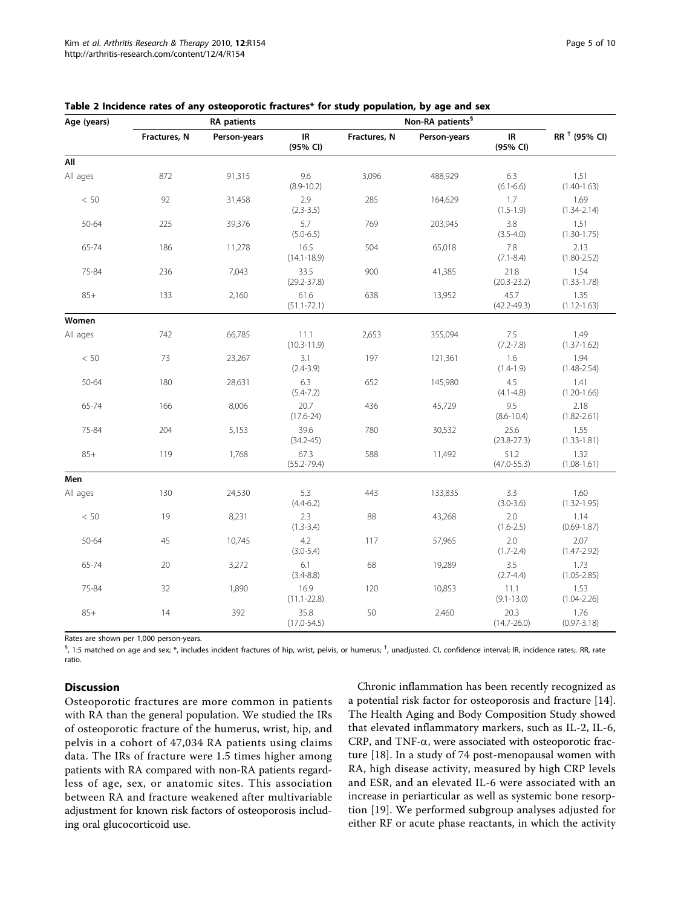**Table 2 Incidence rates of any osteoporotic fractures* for study population, by age and sex**

| Age (years) | RA patients | | | Non-RA patients[§] | | | |
|---|---|---|---|---|---|---|---|
| | Fractures, N | Person-years | IR (95% CI) | Fractures, N | Person-years | IR (95% CI) | RR[†] (95% CI) |
| **All** | | | | | | | |
| All ages | 872 | 91,315 | 9.6 (8.9-10.2) | 3,096 | 488,929 | 6.3 (6.1-6.6) | 1.51 (1.40-1.63) |
| < 50 | 92 | 31,458 | 2.9 (2.3-3.5) | 285 | 164,629 | 1.7 (1.5-1.9) | 1.69 (1.34-2.14) |
| 50-64 | 225 | 39,376 | 5.7 (5.0-6.5) | 769 | 203,945 | 3.8 (3.5-4.0) | 1.51 (1.30-1.75) |
| 65-74 | 186 | 11,278 | 16.5 (14.1-18.9) | 504 | 65,018 | 7.8 (7.1-8.4) | 2.13 (1.80-2.52) |
| 75-84 | 236 | 7,043 | 33.5 (29.2-37.8) | 900 | 41,385 | 21.8 (20.3-23.2) | 1.54 (1.33-1.78) |
| 85+ | 133 | 2,160 | 61.6 (51.1-72.1) | 638 | 13,952 | 45.7 (42.2-49.3) | 1.35 (1.12-1.63) |
| **Women** | | | | | | | |
| All ages | 742 | 66,785 | 11.1 (10.3-11.9) | 2,653 | 355,094 | 7.5 (7.2-7.8) | 1.49 (1.37-1.62) |
| < 50 | 73 | 23,267 | 3.1 (2.4-3.9) | 197 | 121,361 | 1.6 (1.4-1.9) | 1.94 (1.48-2.54) |
| 50-64 | 180 | 28,631 | 6.3 (5.4-7.2) | 652 | 145,980 | 4.5 (4.1-4.8) | 1.41 (1.20-1.66) |
| 65-74 | 166 | 8,006 | 20.7 (17.6-24) | 436 | 45,729 | 9.5 (8.6-10.4) | 2.18 (1.82-2.61) |
| 75-84 | 204 | 5,153 | 39.6 (34.2-45) | 780 | 30,532 | 25.6 (23.8-27.3) | 1.55 (1.33-1.81) |
| 85+ | 119 | 1,768 | 67.3 (55.2-79.4) | 588 | 11,492 | 51.2 (47.0-55.3) | 1.32 (1.08-1.61) |
| **Men** | | | | | | | |
| All ages | 130 | 24,530 | 5.3 (4.4-6.2) | 443 | 133,835 | 3.3 (3.0-3.6) | 1.60 (1.32-1.95) |
| < 50 | 19 | 8,231 | 2.3 (1.3-3.4) | 88 | 43,268 | 2.0 (1.6-2.5) | 1.14 (0.69-1.87) |
| 50-64 | 45 | 10,745 | 4.2 (3.0-5.4) | 117 | 57,965 | 2.0 (1.7-2.4) | 2.07 (1.47-2.92) |
| 65-74 | 20 | 3,272 | 6.1 (3.4-8.8) | 68 | 19,289 | 3.5 (2.7-4.4) | 1.73 (1.05-2.85) |
| 75-84 | 32 | 1,890 | 16.9 (11.1-22.8) | 120 | 10,853 | 11.1 (9.1-13.0) | 1.53 (1.04-2.26) |
| 85+ | 14 | 392 | 35.8 (17.0-54.5) | 50 | 2,460 | 20.3 (14.7-26.0) | 1.76 (0.97-3.18) |

Rates are shown per 1,000 person-years.

[§], 1:5 matched on age and sex; *, includes incident fractures of hip, wrist, pelvis, or humerus; [†], unadjusted. CI, confidence interval; IR, incidence rates;. RR, rate ratio.

## Discussion

Osteoporotic fractures are more common in patients with RA than the general population. We studied the IRs of osteoporotic fracture of the humerus, wrist, hip, and pelvis in a cohort of 47,034 RA patients using claims data. The IRs of fracture were 1.5 times higher among patients with RA compared with non-RA patients regardless of age, sex, or anatomic sites. This association between RA and fracture weakened after multivariable adjustment for known risk factors of osteoporosis including oral glucocorticoid use.

Chronic inflammation has been recently recognized as a potential risk factor for osteoporosis and fracture [14]. The Health Aging and Body Composition Study showed that elevated inflammatory markers, such as IL-2, IL-6, CRP, and TNF-α, were associated with osteoporotic fracture [18]. In a study of 74 post-menopausal women with RA, high disease activity, measured by high CRP levels and ESR, and an elevated IL-6 were associated with an increase in periarticular as well as systemic bone resorption [19]. We performed subgroup analyses adjusted for either RF or acute phase reactants, in which the activity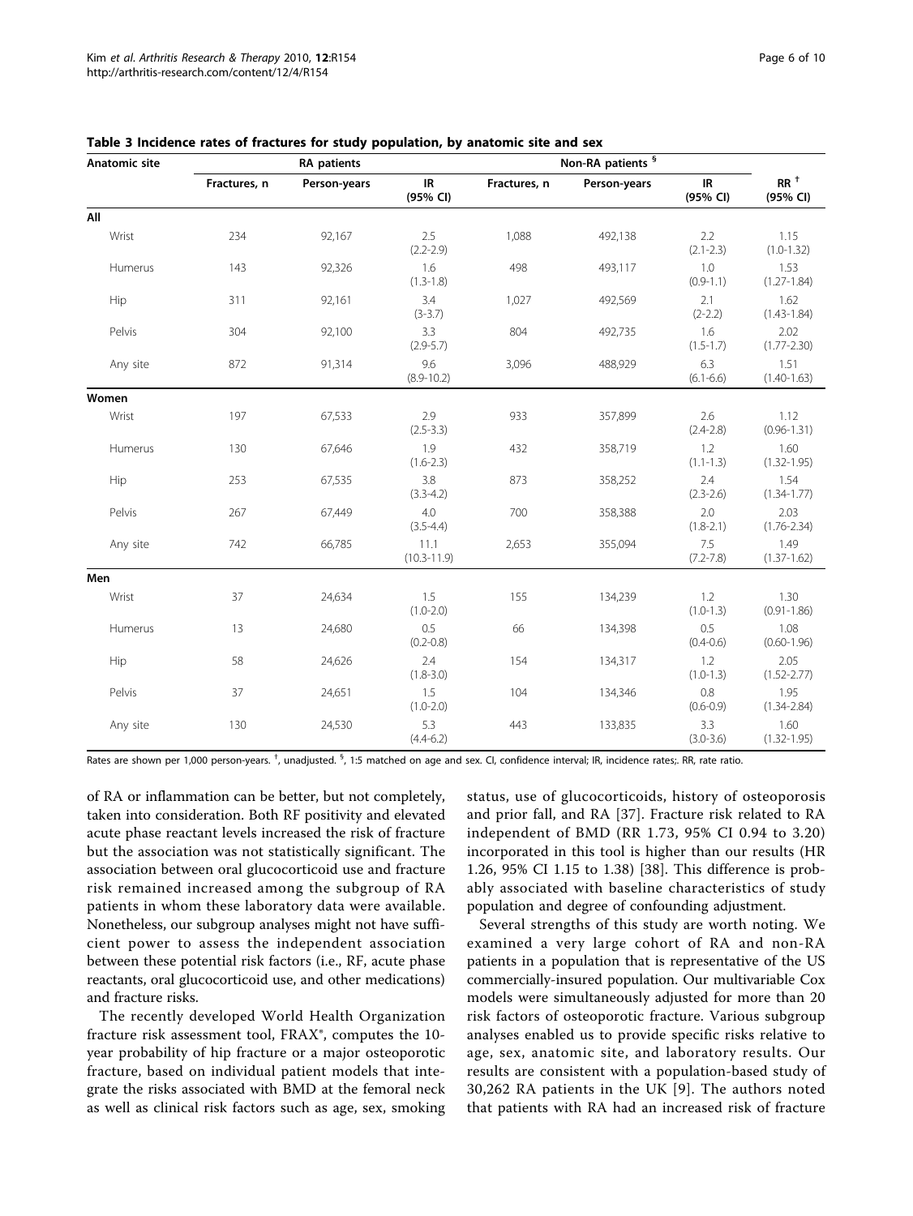**Table 3 Incidence rates of fractures for study population, by anatomic site and sex**

| Anatomic site | RA patients | | | Non-RA patients [§] | | | |
|---|---|---|---|---|---|---|---|
| | Fractures, n | Person-years | IR (95% CI) | Fractures, n | Person-years | IR (95% CI) | RR [†] (95% CI) |
| **All** | | | | | | | |
| Wrist | 234 | 92,167 | 2.5 (2.2-2.9) | 1,088 | 492,138 | 2.2 (2.1-2.3) | 1.15 (1.0-1.32) |
| Humerus | 143 | 92,326 | 1.6 (1.3-1.8) | 498 | 493,117 | 1.0 (0.9-1.1) | 1.53 (1.27-1.84) |
| Hip | 311 | 92,161 | 3.4 (3-3.7) | 1,027 | 492,569 | 2.1 (2-2.2) | 1.62 (1.43-1.84) |
| Pelvis | 304 | 92,100 | 3.3 (2.9-5.7) | 804 | 492,735 | 1.6 (1.5-1.7) | 2.02 (1.77-2.30) |
| Any site | 872 | 91,314 | 9.6 (8.9-10.2) | 3,096 | 488,929 | 6.3 (6.1-6.6) | 1.51 (1.40-1.63) |
| **Women** | | | | | | | |
| Wrist | 197 | 67,533 | 2.9 (2.5-3.3) | 933 | 357,899 | 2.6 (2.4-2.8) | 1.12 (0.96-1.31) |
| Humerus | 130 | 67,646 | 1.9 (1.6-2.3) | 432 | 358,719 | 1.2 (1.1-1.3) | 1.60 (1.32-1.95) |
| Hip | 253 | 67,535 | 3.8 (3.3-4.2) | 873 | 358,252 | 2.4 (2.3-2.6) | 1.54 (1.34-1.77) |
| Pelvis | 267 | 67,449 | 4.0 (3.5-4.4) | 700 | 358,388 | 2.0 (1.8-2.1) | 2.03 (1.76-2.34) |
| Any site | 742 | 66,785 | 11.1 (10.3-11.9) | 2,653 | 355,094 | 7.5 (7.2-7.8) | 1.49 (1.37-1.62) |
| **Men** | | | | | | | |
| Wrist | 37 | 24,634 | 1.5 (1.0-2.0) | 155 | 134,239 | 1.2 (1.0-1.3) | 1.30 (0.91-1.86) |
| Humerus | 13 | 24,680 | 0.5 (0.2-0.8) | 66 | 134,398 | 0.5 (0.4-0.6) | 1.08 (0.60-1.96) |
| Hip | 58 | 24,626 | 2.4 (1.8-3.0) | 154 | 134,317 | 1.2 (1.0-1.3) | 2.05 (1.52-2.77) |
| Pelvis | 37 | 24,651 | 1.5 (1.0-2.0) | 104 | 134,346 | 0.8 (0.6-0.9) | 1.95 (1.34-2.84) |
| Any site | 130 | 24,530 | 5.3 (4.4-6.2) | 443 | 133,835 | 3.3 (3.0-3.6) | 1.60 (1.32-1.95) |

Rates are shown per 1,000 person-years. [†], unadjusted. [§], 1:5 matched on age and sex. CI, confidence interval; IR, incidence rates;. RR, rate ratio.

of RA or inflammation can be better, but not completely, taken into consideration. Both RF positivity and elevated acute phase reactant levels increased the risk of fracture but the association was not statistically significant. The association between oral glucocorticoid use and fracture risk remained increased among the subgroup of RA patients in whom these laboratory data were available. Nonetheless, our subgroup analyses might not have sufficient power to assess the independent association between these potential risk factors (i.e., RF, acute phase reactants, oral glucocorticoid use, and other medications) and fracture risks.

The recently developed World Health Organization fracture risk assessment tool, FRAX®, computes the 10-year probability of hip fracture or a major osteoporotic fracture, based on individual patient models that integrate the risks associated with BMD at the femoral neck as well as clinical risk factors such as age, sex, smoking status, use of glucocorticoids, history of osteoporosis and prior fall, and RA [37]. Fracture risk related to RA independent of BMD (RR 1.73, 95% CI 0.94 to 3.20) incorporated in this tool is higher than our results (HR 1.26, 95% CI 1.15 to 1.38) [38]. This difference is probably associated with baseline characteristics of study population and degree of confounding adjustment.

Several strengths of this study are worth noting. We examined a very large cohort of RA and non-RA patients in a population that is representative of the US commercially-insured population. Our multivariable Cox models were simultaneously adjusted for more than 20 risk factors of osteoporotic fracture. Various subgroup analyses enabled us to provide specific risks relative to age, sex, anatomic site, and laboratory results. Our results are consistent with a population-based study of 30,262 RA patients in the UK [9]. The authors noted that patients with RA had an increased risk of fracture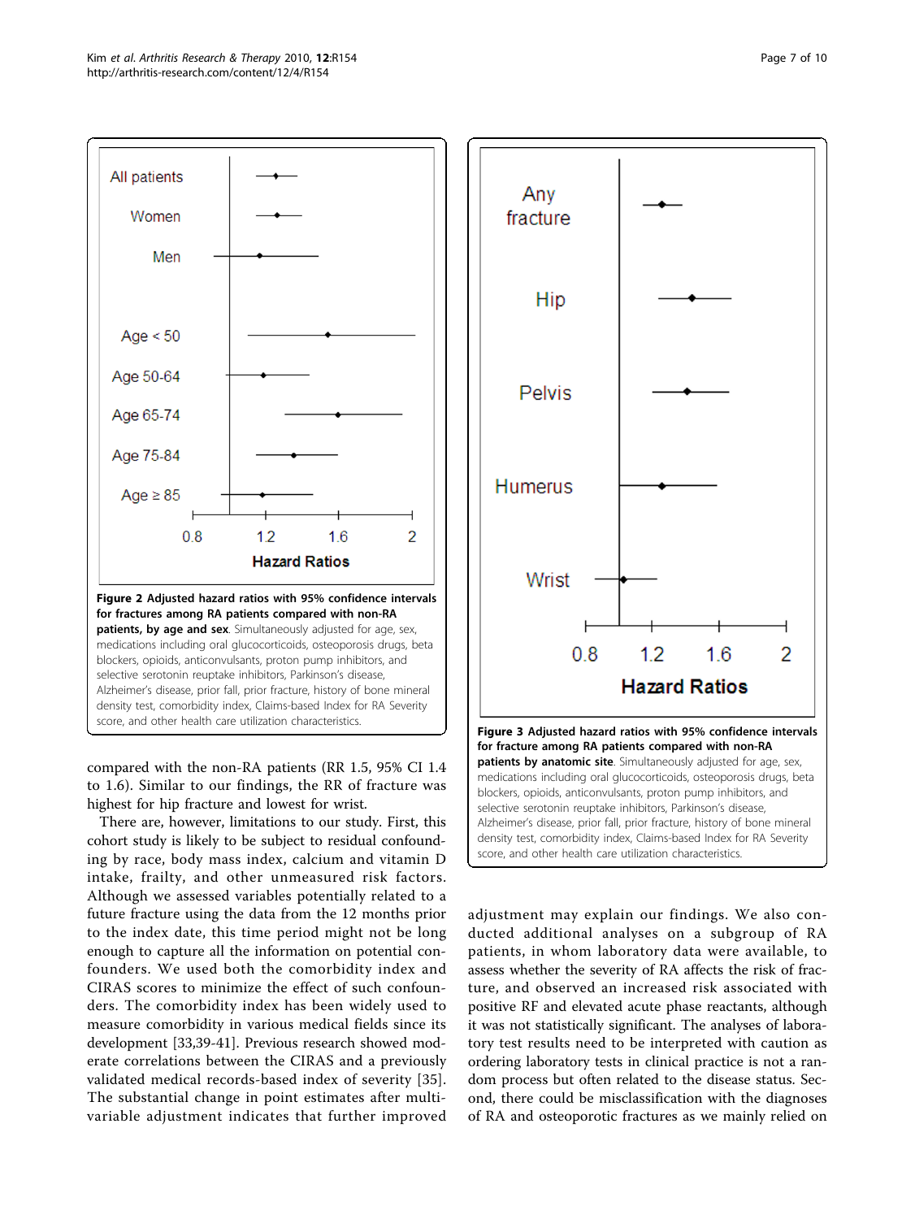**Figure 2 Adjusted hazard ratios with 95% confidence intervals for fractures among RA patients compared with non-RA patients, by age and sex**. Simultaneously adjusted for age, sex, medications including oral glucocorticoids, osteoporosis drugs, beta blockers, opioids, anticonvulsants, proton pump inhibitors, and selective serotonin reuptake inhibitors, Parkinson's disease, Alzheimer's disease, prior fall, prior fracture, history of bone mineral density test, comorbidity index, Claims-based Index for RA Severity score, and other health care utilization characteristics.

**Figure 3 Adjusted hazard ratios with 95% confidence intervals for fracture among RA patients compared with non-RA patients by anatomic site**. Simultaneously adjusted for age, sex, medications including oral glucocorticoids, osteoporosis drugs, beta blockers, opioids, anticonvulsants, proton pump inhibitors, and selective serotonin reuptake inhibitors, Parkinson's disease, Alzheimer's disease, prior fall, prior fracture, history of bone mineral density test, comorbidity index, Claims-based Index for RA Severity score, and other health care utilization characteristics.

compared with the non-RA patients (RR 1.5, 95% CI 1.4 to 1.6). Similar to our findings, the RR of fracture was highest for hip fracture and lowest for wrist.

There are, however, limitations to our study. First, this cohort study is likely to be subject to residual confounding by race, body mass index, calcium and vitamin D intake, frailty, and other unmeasured risk factors. Although we assessed variables potentially related to a future fracture using the data from the 12 months prior to the index date, this time period might not be long enough to capture all the information on potential confounders. We used both the comorbidity index and CIRAS scores to minimize the effect of such confounders. The comorbidity index has been widely used to measure comorbidity in various medical fields since its development [33,39-41]. Previous research showed moderate correlations between the CIRAS and a previously validated medical records-based index of severity [35]. The substantial change in point estimates after multivariable adjustment indicates that further improved adjustment may explain our findings. We also conducted additional analyses on a subgroup of RA patients, in whom laboratory data were available, to assess whether the severity of RA affects the risk of fracture, and observed an increased risk associated with positive RF and elevated acute phase reactants, although it was not statistically significant. The analyses of laboratory test results need to be interpreted with caution as ordering laboratory tests in clinical practice is not a random process but often related to the disease status. Second, there could be misclassification with the diagnoses of RA and osteoporotic fractures as we mainly relied on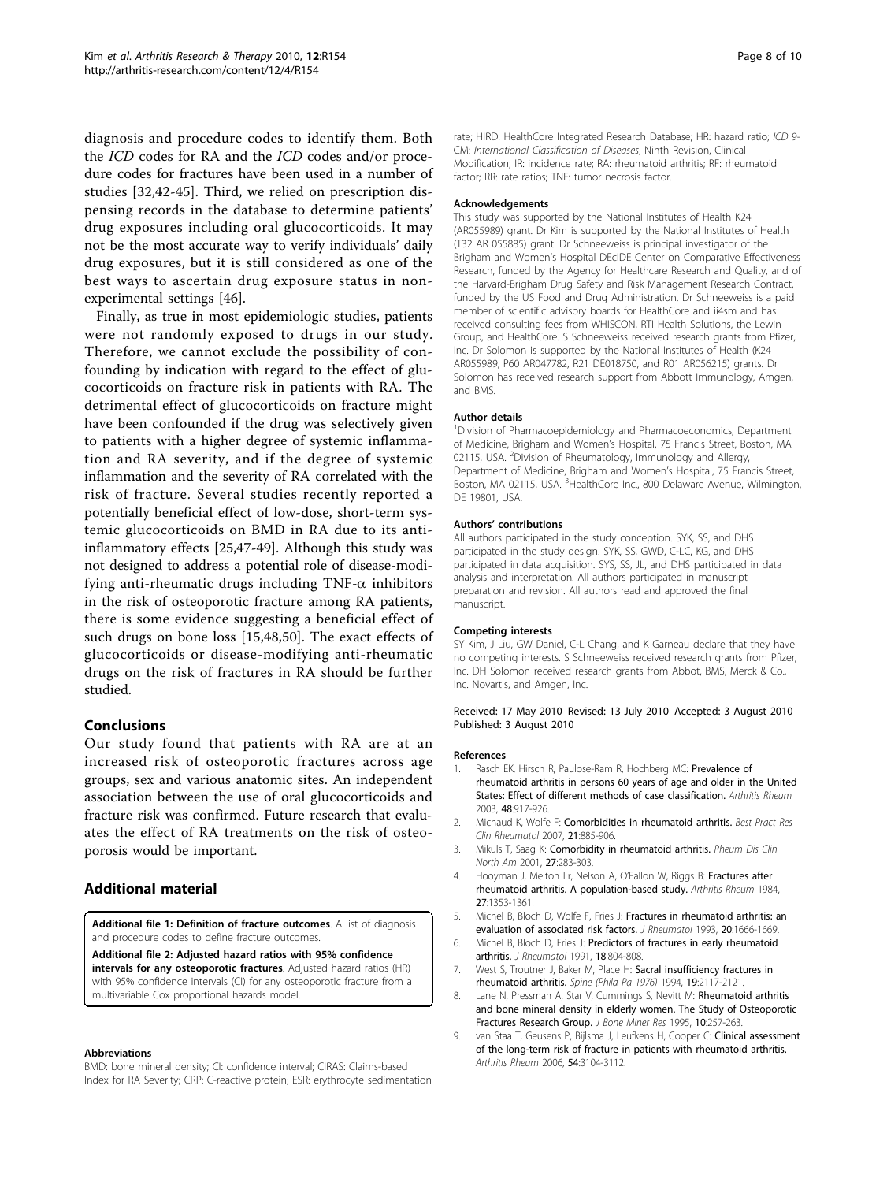diagnosis and procedure codes to identify them. Both the *ICD* codes for RA and the *ICD* codes and/or procedure codes for fractures have been used in a number of studies [32,42-45]. Third, we relied on prescription dispensing records in the database to determine patients' drug exposures including oral glucocorticoids. It may not be the most accurate way to verify individuals' daily drug exposures, but it is still considered as one of the best ways to ascertain drug exposure status in non-experimental settings [46].

Finally, as true in most epidemiologic studies, patients were not randomly exposed to drugs in our study. Therefore, we cannot exclude the possibility of confounding by indication with regard to the effect of glucocorticoids on fracture risk in patients with RA. The detrimental effect of glucocorticoids on fracture might have been confounded if the drug was selectively given to patients with a higher degree of systemic inflammation and RA severity, and if the degree of systemic inflammation and the severity of RA correlated with the risk of fracture. Several studies recently reported a potentially beneficial effect of low-dose, short-term systemic glucocorticoids on BMD in RA due to its anti-inflammatory effects [25,47-49]. Although this study was not designed to address a potential role of disease-modifying anti-rheumatic drugs including TNF-$\alpha$ inhibitors in the risk of osteoporotic fracture among RA patients, there is some evidence suggesting a beneficial effect of such drugs on bone loss [15,48,50]. The exact effects of glucocorticoids or disease-modifying anti-rheumatic drugs on the risk of fractures in RA should be further studied.

## Conclusions

Our study found that patients with RA are at an increased risk of osteoporotic fractures across age groups, sex and various anatomic sites. An independent association between the use of oral glucocorticoids and fracture risk was confirmed. Future research that evaluates the effect of RA treatments on the risk of osteoporosis would be important.

## Additional material

**Additional file 1: Definition of fracture outcomes**. A list of diagnosis and procedure codes to define fracture outcomes.

**Additional file 2: Adjusted hazard ratios with 95% confidence intervals for any osteoporotic fractures**. Adjusted hazard ratios (HR) with 95% confidence intervals (CI) for any osteoporotic fracture from a multivariable Cox proportional hazards model.

#### Abbreviations

BMD: bone mineral density; CI: confidence interval; CIRAS: Claims-based Index for RA Severity; CRP: C-reactive protein; ESR: erythrocyte sedimentation rate; HIRD: HealthCore Integrated Research Database; HR: hazard ratio; *ICD 9-CM: International Classification of Diseases*, Ninth Revision, Clinical Modification; IR: incidence rate; RA: rheumatoid arthritis; RF: rheumatoid factor; RR: rate ratios; TNF: tumor necrosis factor.

#### Acknowledgements

This study was supported by the National Institutes of Health K24 (AR055989) grant. Dr Kim is supported by the National Institutes of Health (T32 AR 055885) grant. Dr Schneeweiss is principal investigator of the Brigham and Women's Hospital DEcIDE Center on Comparative Effectiveness Research, funded by the Agency for Healthcare Research and Quality, and of the Harvard-Brigham Drug Safety and Risk Management Research Contract, funded by the US Food and Drug Administration. Dr Schneeweiss is a paid member of scientific advisory boards for HealthCore and ii4sm and has received consulting fees from WHISCON, RTI Health Solutions, the Lewin Group, and HealthCore. S Schneeweiss received research grants from Pfizer, Inc. Dr Solomon is supported by the National Institutes of Health (K24 AR055989, P60 AR047782, R21 DE018750, and R01 AR056215) grants. Dr Solomon has received research support from Abbott Immunology, Amgen, and BMS.

#### Author details

[1]Division of Pharmacoepidemiology and Pharmacoeconomics, Department of Medicine, Brigham and Women's Hospital, 75 Francis Street, Boston, MA 02115, USA. [2]Division of Rheumatology, Immunology and Allergy, Department of Medicine, Brigham and Women's Hospital, 75 Francis Street, Boston, MA 02115, USA. [3]HealthCore Inc., 800 Delaware Avenue, Wilmington, DE 19801, USA.

#### Authors' contributions

All authors participated in the study conception. SYK, SS, and DHS participated in the study design. SYK, SS, GWD, C-LC, KG, and DHS participated in data acquisition. SYS, SS, JL, and DHS participated in data analysis and interpretation. All authors participated in manuscript preparation and revision. All authors read and approved the final manuscript.

#### Competing interests

SY Kim, J Liu, GW Daniel, C-L Chang, and K Garneau declare that they have no competing interests. S Schneeweiss received research grants from Pfizer, Inc. DH Solomon received research grants from Abbot, BMS, Merck & Co., Inc. Novartis, and Amgen, Inc.

Received: 17 May 2010 Revised: 13 July 2010 Accepted: 3 August 2010
Published: 3 August 2010

#### References

1. Rasch EK, Hirsch R, Paulose-Ram R, Hochberg MC: **Prevalence of rheumatoid arthritis in persons 60 years of age and older in the United States: Effect of different methods of case classification.** *Arthritis Rheum* 2003, **48**:917-926.
2. Michaud K, Wolfe F: **Comorbidities in rheumatoid arthritis.** *Best Pract Res Clin Rheumatol* 2007, **21**:885-906.
3. Mikuls T, Saag K: **Comorbidity in rheumatoid arthritis.** *Rheum Dis Clin North Am* 2001, **27**:283-303.
4. Hooyman J, Melton Lr, Nelson A, O'Fallon W, Riggs B: **Fractures after rheumatoid arthritis. A population-based study.** *Arthritis Rheum* 1984, **27**:1353-1361.
5. Michel B, Bloch D, Wolfe F, Fries J: **Fractures in rheumatoid arthritis: an evaluation of associated risk factors.** *J Rheumatol* 1993, **20**:1666-1669.
6. Michel B, Bloch D, Fries J: **Predictors of fractures in early rheumatoid arthritis.** *J Rheumatol* 1991, **18**:804-808.
7. West S, Troutner J, Baker M, Place H: **Sacral insufficiency fractures in rheumatoid arthritis.** *Spine (Phila Pa 1976)* 1994, **19**:2117-2121.
8. Lane N, Pressman A, Star V, Cummings S, Nevitt M: **Rheumatoid arthritis and bone mineral density in elderly women. The Study of Osteoporotic Fractures Research Group.** *J Bone Miner Res* 1995, **10**:257-263.
9. van Staa T, Geusens P, Bijlsma J, Leufkens H, Cooper C: **Clinical assessment of the long-term risk of fracture in patients with rheumatoid arthritis.** *Arthritis Rheum* 2006, **54**:3104-3112.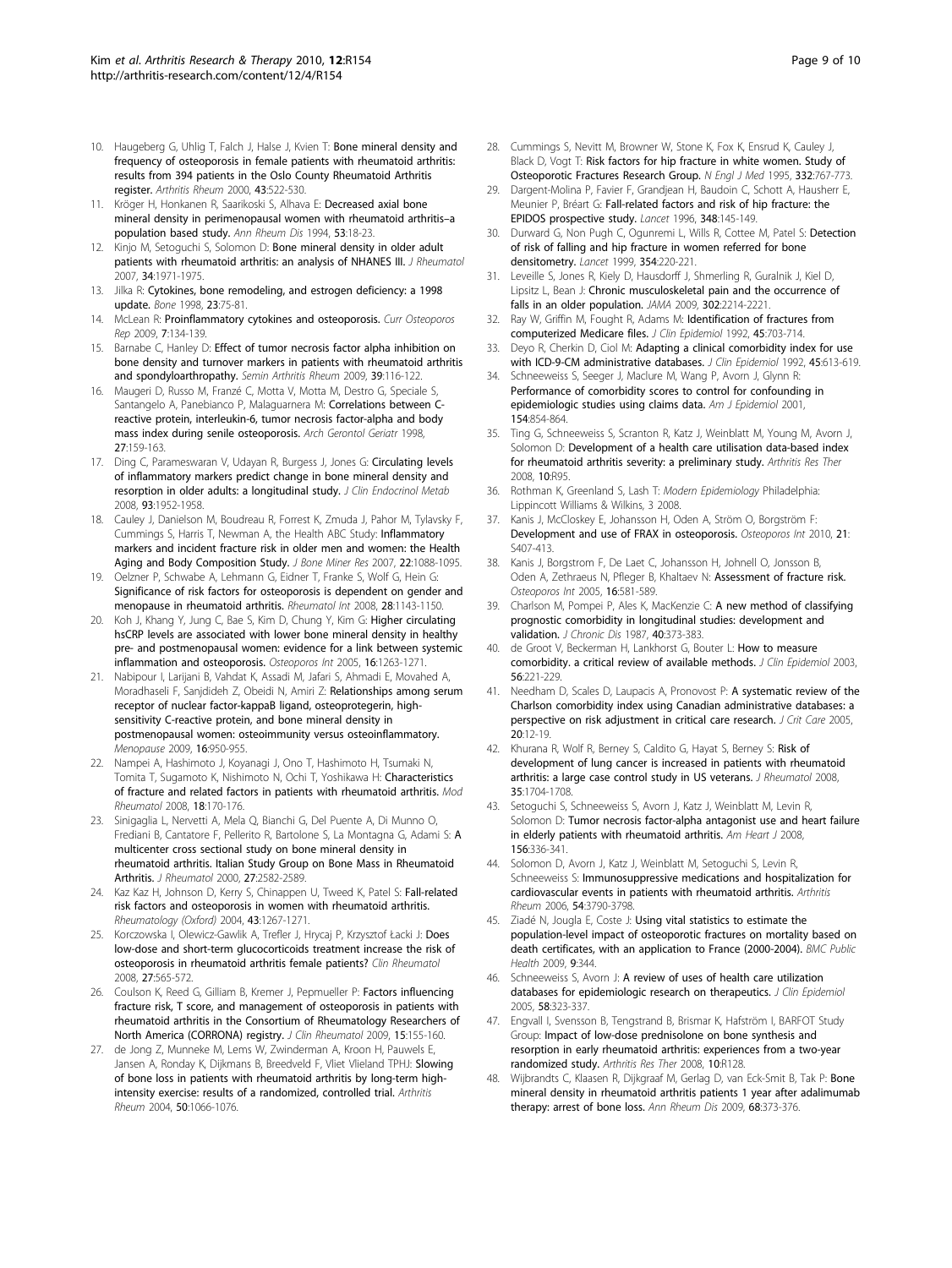10. Haugeberg G, Uhlig T, Falch J, Halse J, Kvien T: **Bone mineral density and frequency of osteoporosis in female patients with rheumatoid arthritis: results from 394 patients in the Oslo County Rheumatoid Arthritis register.** *Arthritis Rheum* 2000, **43**:522-530.
11. Kröger H, Honkanen R, Saarikoski S, Alhava E: **Decreased axial bone mineral density in perimenopausal women with rheumatoid arthritis–a population based study.** *Ann Rheum Dis* 1994, **53**:18-23.
12. Kinjo M, Setoguchi S, Solomon D: **Bone mineral density in older adult patients with rheumatoid arthritis: an analysis of NHANES III.** *J Rheumatol* 2007, **34**:1971-1975.
13. Jilka R: **Cytokines, bone remodeling, and estrogen deficiency: a 1998 update.** *Bone* 1998, **23**:75-81.
14. McLean R: **Proinflammatory cytokines and osteoporosis.** *Curr Osteoporos Rep* 2009, **7**:134-139.
15. Barnabe C, Hanley D: **Effect of tumor necrosis factor alpha inhibition on bone density and turnover markers in patients with rheumatoid arthritis and spondyloarthropathy.** *Semin Arthritis Rheum* 2009, **39**:116-122.
16. Maugeri D, Russo M, Franzé C, Motta V, Motta M, Destro G, Speciale S, Santangelo A, Panebianco P, Malaguarnera M: **Correlations between C-reactive protein, interleukin-6, tumor necrosis factor-alpha and body mass index during senile osteoporosis.** *Arch Gerontol Geriatr* 1998, **27**:159-163.
17. Ding C, Parameswaran V, Udayan R, Burgess J, Jones G: **Circulating levels of inflammatory markers predict change in bone mineral density and resorption in older adults: a longitudinal study.** *J Clin Endocrinol Metab* 2008, **93**:1952-1958.
18. Cauley J, Danielson M, Boudreau R, Forrest K, Zmuda J, Pahor M, Tylavsky F, Cummings S, Harris T, Newman A, the Health ABC Study: **Inflammatory markers and incident fracture risk in older men and women: the Health Aging and Body Composition Study.** *J Bone Miner Res* 2007, **22**:1088-1095.
19. Oelzner P, Schwabe A, Lehmann G, Eidner T, Franke S, Wolf G, Hein G: **Significance of risk factors for osteoporosis is dependent on gender and menopause in rheumatoid arthritis.** *Rheumatol Int* 2008, **28**:1143-1150.
20. Koh J, Khang Y, Jung C, Bae S, Kim D, Chung Y, Kim G: **Higher circulating hsCRP levels are associated with lower bone mineral density in healthy pre- and postmenopausal women: evidence for a link between systemic inflammation and osteoporosis.** *Osteoporos Int* 2005, **16**:1263-1271.
21. Nabipour I, Larijani B, Vahdat K, Assadi M, Jafari S, Ahmadi E, Movahed A, Moradhaseli F, Sanjdideh Z, Obeidi N, Amiri Z: **Relationships among serum receptor of nuclear factor-kappaB ligand, osteoprotegerin, high-sensitivity C-reactive protein, and bone mineral density in postmenopausal women: osteoimmunity versus osteoinflammatory.** *Menopause* 2009, **16**:950-955.
22. Nampei A, Hashimoto J, Koyanagi J, Ono T, Hashimoto H, Tsumaki N, Tomita T, Sugamoto K, Nishimoto N, Ochi T, Yoshikawa H: **Characteristics of fracture and related factors in patients with rheumatoid arthritis.** *Mod Rheumatol* 2008, **18**:170-176.
23. Sinigaglia L, Nervetti A, Mela Q, Bianchi G, Del Puente A, Di Munno O, Frediani B, Cantatore F, Pellerito R, Bartolone S, La Montagna G, Adami S: **A multicenter cross sectional study on bone mineral density in rheumatoid arthritis. Italian Study Group on Bone Mass in Rheumatoid Arthritis.** *J Rheumatol* 2000, **27**:2582-2589.
24. Kaz Kaz H, Johnson D, Kerry S, Chinappen U, Tweed K, Patel S: **Fall-related risk factors and osteoporosis in women with rheumatoid arthritis.** *Rheumatology (Oxford)* 2004, **43**:1267-1271.
25. Korczowska I, Olewicz-Gawlik A, Trefler J, Hrycaj P, Krzysztof Łacki J: **Does low-dose and short-term glucocorticoids treatment increase the risk of osteoporosis in rheumatoid arthritis female patients?** *Clin Rheumatol* 2008, **27**:565-572.
26. Coulson K, Reed G, Gilliam B, Kremer J, Pepmueller P: **Factors influencing fracture risk, T score, and management of osteoporosis in patients with rheumatoid arthritis in the Consortium of Rheumatology Researchers of North America (CORRONA) registry.** *J Clin Rheumatol* 2009, **15**:155-160.
27. de Jong Z, Munneke M, Lems W, Zwinderman A, Kroon H, Pauwels E, Jansen A, Ronday K, Dijkmans B, Breedveld F, Vliet Vlieland TPHJ: **Slowing of bone loss in patients with rheumatoid arthritis by long-term high-intensity exercise: results of a randomized, controlled trial.** *Arthritis Rheum* 2004, **50**:1066-1076.
28. Cummings S, Nevitt M, Browner W, Stone K, Fox K, Ensrud K, Cauley J, Black D, Vogt T: **Risk factors for hip fracture in white women. Study of Osteoporotic Fractures Research Group.** *N Engl J Med* 1995, **332**:767-773.
29. Dargent-Molina P, Favier F, Grandjean H, Baudoin C, Schott A, Hausherr E, Meunier P, Bréart G: **Fall-related factors and risk of hip fracture: the EPIDOS prospective study.** *Lancet* 1996, **348**:145-149.
30. Durward G, Non Pugh C, Ogunremi L, Wills R, Cottee M, Patel S: **Detection of risk of falling and hip fracture in women referred for bone densitometry.** *Lancet* 1999, **354**:220-221.
31. Leveille S, Jones R, Kiely D, Hausdorff J, Shmerling R, Guralnik J, Kiel D, Lipsitz L, Bean J: **Chronic musculoskeletal pain and the occurrence of falls in an older population.** *JAMA* 2009, **302**:2214-2221.
32. Ray W, Griffin M, Fought R, Adams M: **Identification of fractures from computerized Medicare files.** *J Clin Epidemiol* 1992, **45**:703-714.
33. Deyo R, Cherkin D, Ciol M: **Adapting a clinical comorbidity index for use with ICD-9-CM administrative databases.** *J Clin Epidemiol* 1992, **45**:613-619.
34. Schneeweiss S, Seeger J, Maclure M, Wang P, Avorn J, Glynn R: **Performance of comorbidity scores to control for confounding in epidemiologic studies using claims data.** *Am J Epidemiol* 2001, **154**:854-864.
35. Ting G, Schneeweiss S, Scranton R, Katz J, Weinblatt M, Young M, Avorn J, Solomon D: **Development of a health care utilisation data-based index for rheumatoid arthritis severity: a preliminary study.** *Arthritis Res Ther* 2008, **10**:R95.
36. Rothman K, Greenland S, Lash T: *Modern Epidemiology* Philadelphia: Lippincott Williams & Wilkins, 3 2008.
37. Kanis J, McCloskey E, Johansson H, Oden A, Ström O, Borgström F: **Development and use of FRAX in osteoporosis.** *Osteoporos Int* 2010, **21**: S407-413.
38. Kanis J, Borgstrom F, De Laet C, Johansson H, Johnell O, Jonsson B, Oden A, Zethraeus N, Pfleger B, Khaltaev N: **Assessment of fracture risk.** *Osteoporos Int* 2005, **16**:581-589.
39. Charlson M, Pompei P, Ales K, MacKenzie C: **A new method of classifying prognostic comorbidity in longitudinal studies: development and validation.** *J Chronic Dis* 1987, **40**:373-383.
40. de Groot V, Beckerman H, Lankhorst G, Bouter L: **How to measure comorbidity. a critical review of available methods.** *J Clin Epidemiol* 2003, **56**:221-229.
41. Needham D, Scales D, Laupacis A, Pronovost P: **A systematic review of the Charlson comorbidity index using Canadian administrative databases: a perspective on risk adjustment in critical care research.** *J Crit Care* 2005, **20**:12-19.
42. Khurana R, Wolf R, Berney S, Caldito G, Hayat S, Berney S: **Risk of development of lung cancer is increased in patients with rheumatoid arthritis: a large case control study in US veterans.** *J Rheumatol* 2008, **35**:1704-1708.
43. Setoguchi S, Schneeweiss S, Avorn J, Katz J, Weinblatt M, Levin R, Solomon D: **Tumor necrosis factor-alpha antagonist use and heart failure in elderly patients with rheumatoid arthritis.** *Am Heart J* 2008, **156**:336-341.
44. Solomon D, Avorn J, Katz J, Weinblatt M, Setoguchi S, Levin R, Schneeweiss S: **Immunosuppressive medications and hospitalization for cardiovascular events in patients with rheumatoid arthritis.** *Arthritis Rheum* 2006, **54**:3790-3798.
45. Ziadé N, Jougla E, Coste J: **Using vital statistics to estimate the population-level impact of osteoporotic fractures on mortality based on death certificates, with an application to France (2000-2004).** *BMC Public Health* 2009, **9**:344.
46. Schneeweiss S, Avorn J: **A review of uses of health care utilization databases for epidemiologic research on therapeutics.** *J Clin Epidemiol* 2005, **58**:323-337.
47. Engvall I, Svensson B, Tengstrand B, Brismar K, Hafström I, BARFOT Study Group: **Impact of low-dose prednisolone on bone synthesis and resorption in early rheumatoid arthritis: experiences from a two-year randomized study.** *Arthritis Res Ther* 2008, **10**:R128.
48. Wijbrandts C, Klaasen R, Dijkgraaf M, Gerlag D, van Eck-Smit B, Tak P: **Bone mineral density in rheumatoid arthritis patients 1 year after adalimumab therapy: arrest of bone loss.** *Ann Rheum Dis* 2009, **68**:373-376.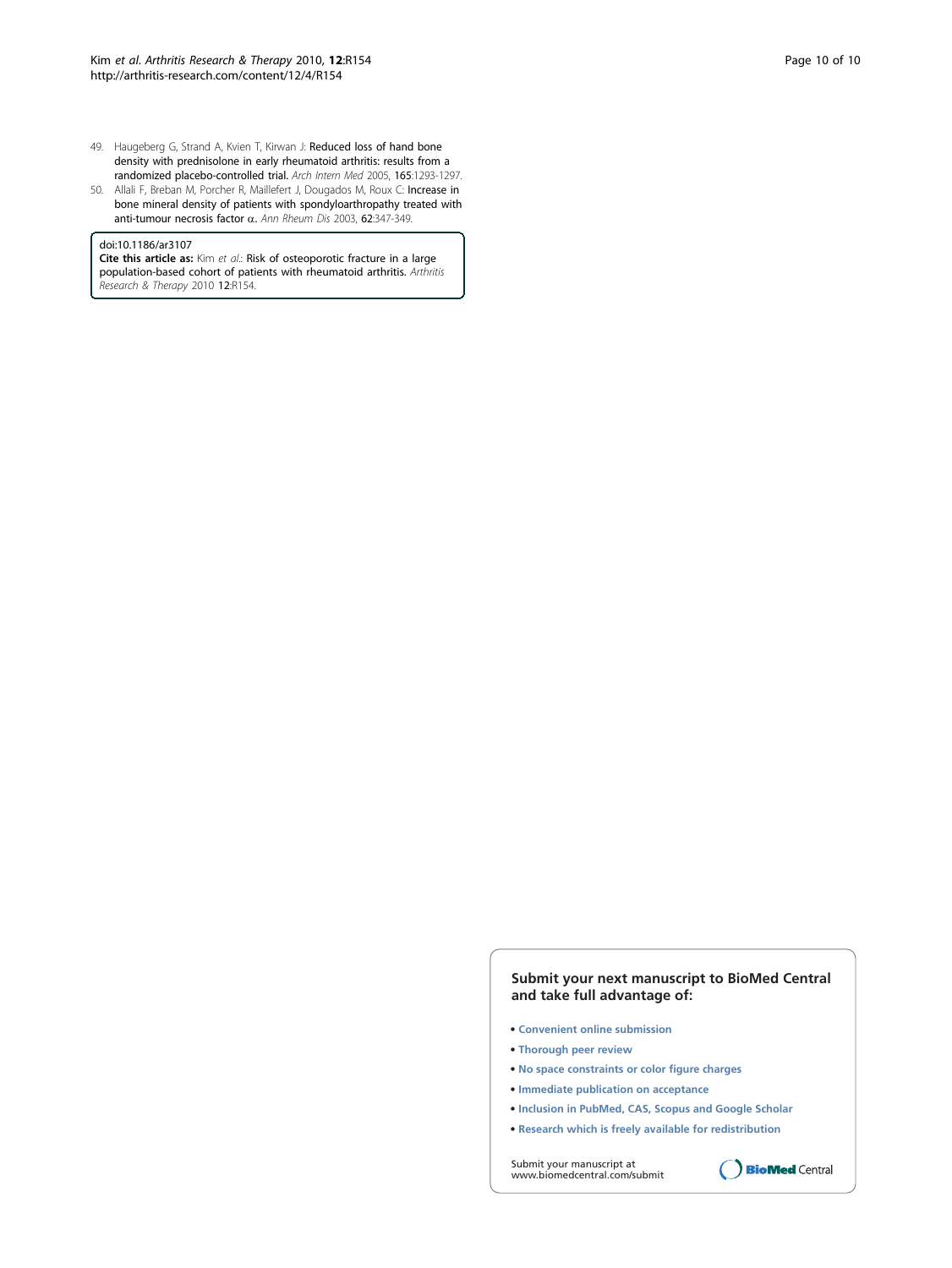49. Haugeberg G, Strand A, Kvien T, Kirwan J: **Reduced loss of hand bone density with prednisolone in early rheumatoid arthritis: results from a randomized placebo-controlled trial.** *Arch Intern Med* 2005, **165**:1293-1297.
50. Allali F, Breban M, Porcher R, Maillefert J, Dougados M, Roux C: **Increase in bone mineral density of patients with spondyloarthropathy treated with anti-tumour necrosis factor α.** *Ann Rheum Dis* 2003, **62**:347-349.

doi:10.1186/ar3107
**Cite this article as:** Kim *et al.*: Risk of osteoporotic fracture in a large population-based cohort of patients with rheumatoid arthritis. *Arthritis Research & Therapy* 2010 **12**:R154.

**Submit your next manuscript to BioMed Central and take full advantage of:**

- **Convenient online submission**
- **Thorough peer review**
- **No space constraints or color figure charges**
- **Immediate publication on acceptance**
- **Inclusion in PubMed, CAS, Scopus and Google Scholar**
- **Research which is freely available for redistribution**

Submit your manuscript at
www.biomedcentral.com/submit

BioMed Central